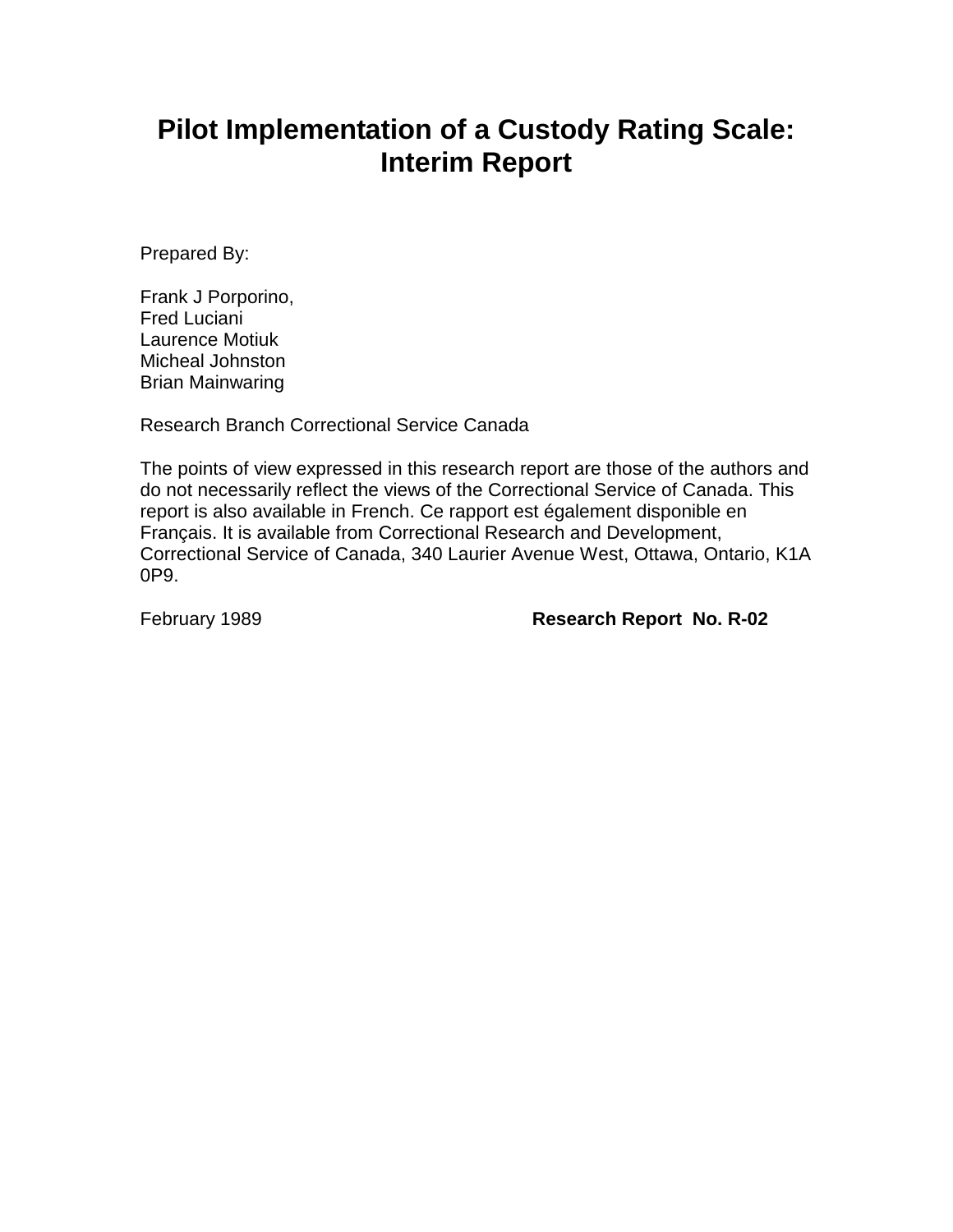# Pilot Implementation of a Custody Rating Scale: Interim Report

Prepared By:

Frank J Porporino,
Fred Luciani
Laurence Motiuk
Micheal Johnston
Brian Mainwaring

Research Branch Correctional Service Canada

The points of view expressed in this research report are those of the authors and do not necessarily reflect the views of the Correctional Service of Canada. This report is also available in French. Ce rapport est également disponible en Français. It is available from Correctional Research and Development, Correctional Service of Canada, 340 Laurier Avenue West, Ottawa, Ontario, K1A 0P9.

February 1989 **Research Report No. R-02**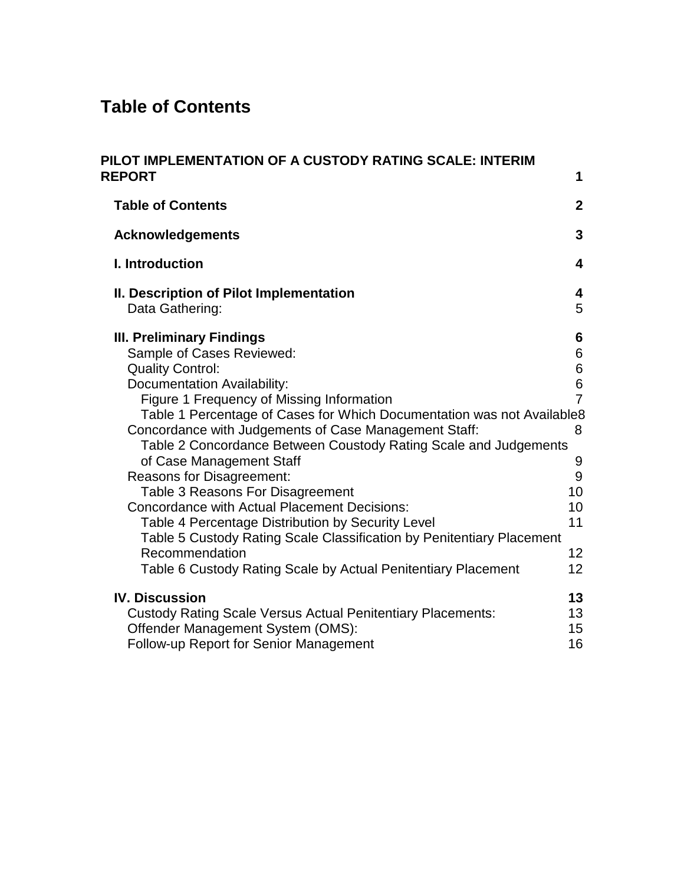# Table of Contents

**PILOT IMPLEMENTATION OF A CUSTODY RATING SCALE: INTERIM REPORT** **1**

- **Table of Contents** **2**
- **Acknowledgements** **3**
- **I. Introduction** **4**
- **II. Description of Pilot Implementation** **4**
  - Data Gathering: 5
- **III. Preliminary Findings** **6**
  - Sample of Cases Reviewed: 6
  - Quality Control: 6
  - Documentation Availability: 6
    - Figure 1 Frequency of Missing Information 7
    - Table 1 Percentage of Cases for Which Documentation was not Available 8
  - Concordance with Judgements of Case Management Staff: 8
    - Table 2 Concordance Between Coustody Rating Scale and Judgements of Case Management Staff 9
  - Reasons for Disagreement: 9
    - Table 3 Reasons For Disagreement 10
  - Concordance with Actual Placement Decisions: 10
    - Table 4 Percentage Distribution by Security Level 11
    - Table 5 Custody Rating Scale Classification by Penitentiary Placement Recommendation 12
    - Table 6 Custody Rating Scale by Actual Penitentiary Placement 12
- **IV. Discussion** **13**
  - Custody Rating Scale Versus Actual Penitentiary Placements: 13
  - Offender Management System (OMS): 15
  - Follow-up Report for Senior Management 16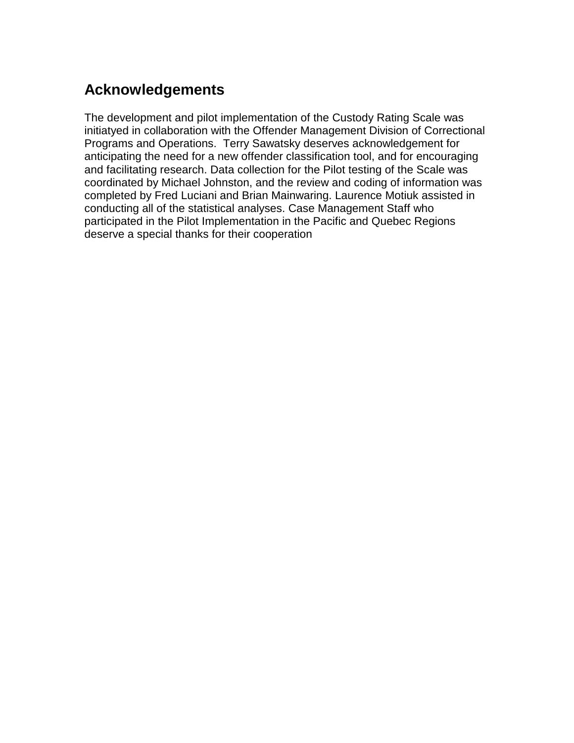# Acknowledgements

The development and pilot implementation of the Custody Rating Scale was initiatyed in collaboration with the Offender Management Division of Correctional Programs and Operations.  Terry Sawatsky deserves acknowledgement for anticipating the need for a new offender classification tool, and for encouraging and facilitating research. Data collection for the Pilot testing of the Scale was coordinated by Michael Johnston, and the review and coding of information was completed by Fred Luciani and Brian Mainwaring. Laurence Motiuk assisted in conducting all of the statistical analyses. Case Management Staff who participated in the Pilot Implementation in the Pacific and Quebec Regions deserve a special thanks for their cooperation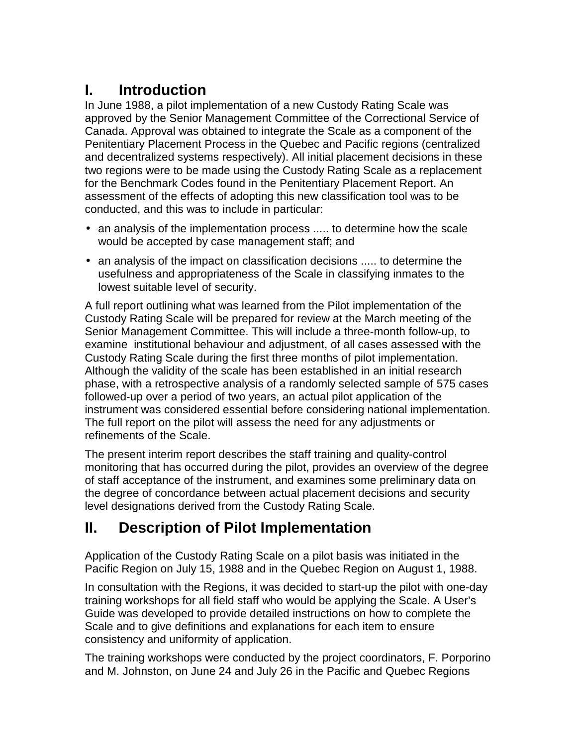# I. Introduction

In June 1988, a pilot implementation of a new Custody Rating Scale was approved by the Senior Management Committee of the Correctional Service of Canada. Approval was obtained to integrate the Scale as a component of the Penitentiary Placement Process in the Quebec and Pacific regions (centralized and decentralized systems respectively). All initial placement decisions in these two regions were to be made using the Custody Rating Scale as a replacement for the Benchmark Codes found in the Penitentiary Placement Report. An assessment of the effects of adopting this new classification tool was to be conducted, and this was to include in particular:

- an analysis of the implementation process ..... to determine how the scale would be accepted by case management staff; and
- an analysis of the impact on classification decisions ..... to determine the usefulness and appropriateness of the Scale in classifying inmates to the lowest suitable level of security.

A full report outlining what was learned from the Pilot implementation of the Custody Rating Scale will be prepared for review at the March meeting of the Senior Management Committee. This will include a three-month follow-up, to examine institutional behaviour and adjustment, of all cases assessed with the Custody Rating Scale during the first three months of pilot implementation. Although the validity of the scale has been established in an initial research phase, with a retrospective analysis of a randomly selected sample of 575 cases followed-up over a period of two years, an actual pilot application of the instrument was considered essential before considering national implementation. The full report on the pilot will assess the need for any adjustments or refinements of the Scale.

The present interim report describes the staff training and quality-control monitoring that has occurred during the pilot, provides an overview of the degree of staff acceptance of the instrument, and examines some preliminary data on the degree of concordance between actual placement decisions and security level designations derived from the Custody Rating Scale.

# II. Description of Pilot Implementation

Application of the Custody Rating Scale on a pilot basis was initiated in the Pacific Region on July 15, 1988 and in the Quebec Region on August 1, 1988.

In consultation with the Regions, it was decided to start-up the pilot with one-day training workshops for all field staff who would be applying the Scale. A User's Guide was developed to provide detailed instructions on how to complete the Scale and to give definitions and explanations for each item to ensure consistency and uniformity of application.

The training workshops were conducted by the project coordinators, F. Porporino and M. Johnston, on June 24 and July 26 in the Pacific and Quebec Regions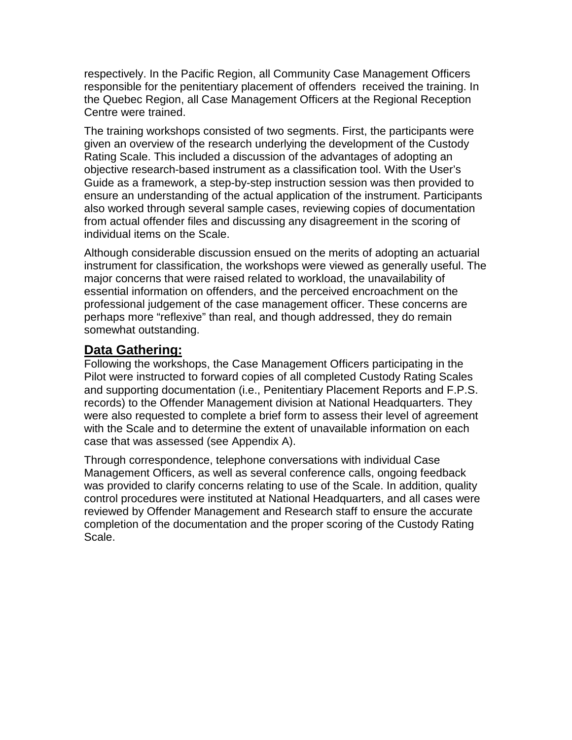respectively. In the Pacific Region, all Community Case Management Officers responsible for the penitentiary placement of offenders received the training. In the Quebec Region, all Case Management Officers at the Regional Reception Centre were trained.

The training workshops consisted of two segments. First, the participants were given an overview of the research underlying the development of the Custody Rating Scale. This included a discussion of the advantages of adopting an objective research-based instrument as a classification tool. With the User's Guide as a framework, a step-by-step instruction session was then provided to ensure an understanding of the actual application of the instrument. Participants also worked through several sample cases, reviewing copies of documentation from actual offender files and discussing any disagreement in the scoring of individual items on the Scale.

Although considerable discussion ensued on the merits of adopting an actuarial instrument for classification, the workshops were viewed as generally useful. The major concerns that were raised related to workload, the unavailability of essential information on offenders, and the perceived encroachment on the professional judgement of the case management officer. These concerns are perhaps more "reflexive" than real, and though addressed, they do remain somewhat outstanding.

## **Data Gathering:**

Following the workshops, the Case Management Officers participating in the Pilot were instructed to forward copies of all completed Custody Rating Scales and supporting documentation (i.e., Penitentiary Placement Reports and F.P.S. records) to the Offender Management division at National Headquarters. They were also requested to complete a brief form to assess their level of agreement with the Scale and to determine the extent of unavailable information on each case that was assessed (see Appendix A).

Through correspondence, telephone conversations with individual Case Management Officers, as well as several conference calls, ongoing feedback was provided to clarify concerns relating to use of the Scale. In addition, quality control procedures were instituted at National Headquarters, and all cases were reviewed by Offender Management and Research staff to ensure the accurate completion of the documentation and the proper scoring of the Custody Rating Scale.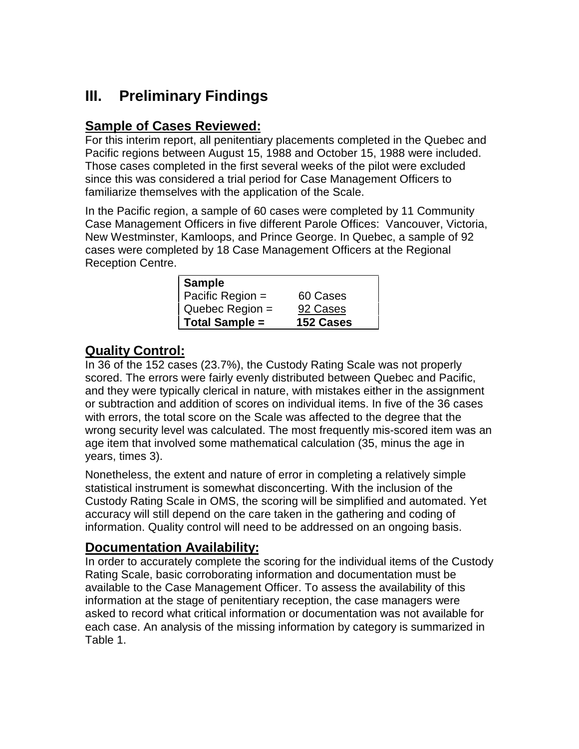# III. Preliminary Findings

## Sample of Cases Reviewed:

For this interim report, all penitentiary placements completed in the Quebec and Pacific regions between August 15, 1988 and October 15, 1988 were included. Those cases completed in the first several weeks of the pilot were excluded since this was considered a trial period for Case Management Officers to familiarize themselves with the application of the Scale.

In the Pacific region, a sample of 60 cases were completed by 11 Community Case Management Officers in five different Parole Offices: Vancouver, Victoria, New Westminster, Kamloops, and Prince George. In Quebec, a sample of 92 cases were completed by 18 Case Management Officers at the Regional Reception Centre.

| **Sample** | |
|---|---|
| Pacific Region = | 60 Cases |
| Quebec Region = | 92 Cases |
| **Total Sample =** | **152 Cases** |

## Quality Control:

In 36 of the 152 cases (23.7%), the Custody Rating Scale was not properly scored. The errors were fairly evenly distributed between Quebec and Pacific, and they were typically clerical in nature, with mistakes either in the assignment or subtraction and addition of scores on individual items. In five of the 36 cases with errors, the total score on the Scale was affected to the degree that the wrong security level was calculated. The most frequently mis-scored item was an age item that involved some mathematical calculation (35, minus the age in years, times 3).

Nonetheless, the extent and nature of error in completing a relatively simple statistical instrument is somewhat disconcerting. With the inclusion of the Custody Rating Scale in OMS, the scoring will be simplified and automated. Yet accuracy will still depend on the care taken in the gathering and coding of information. Quality control will need to be addressed on an ongoing basis.

## Documentation Availability:

In order to accurately complete the scoring for the individual items of the Custody Rating Scale, basic corroborating information and documentation must be available to the Case Management Officer. To assess the availability of this information at the stage of penitentiary reception, the case managers were asked to record what critical information or documentation was not available for each case. An analysis of the missing information by category is summarized in Table 1.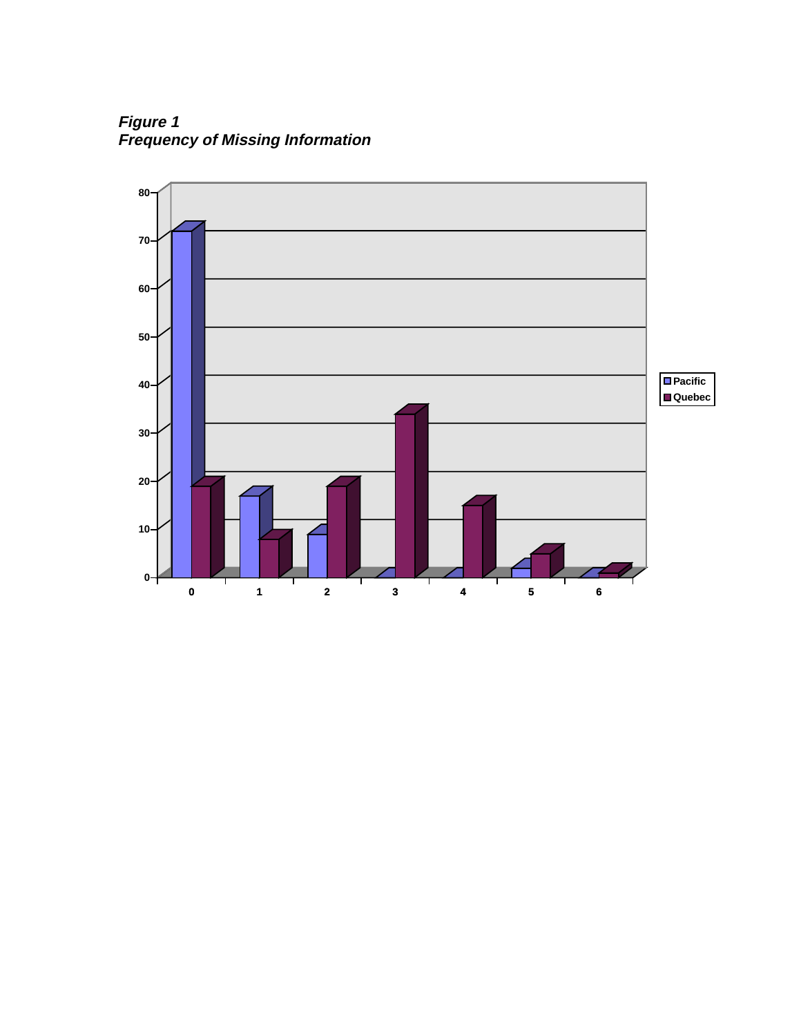***Figure 1***
***Frequency of Missing Information***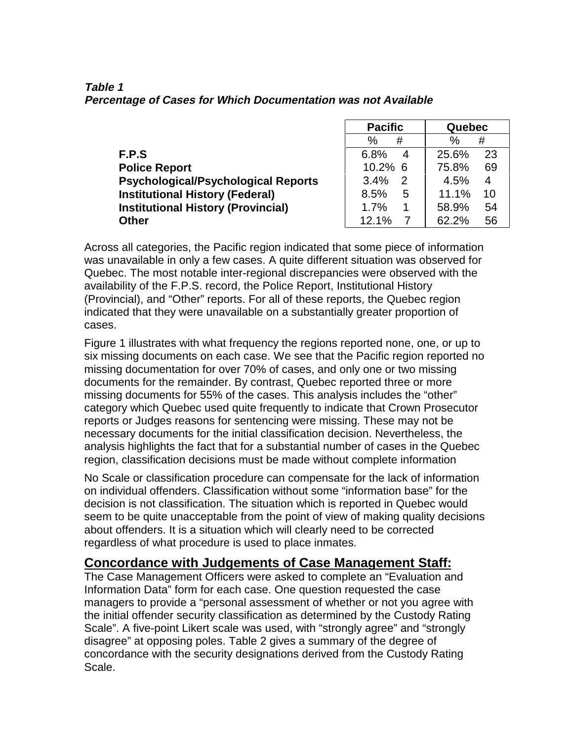***Table 1***
***Percentage of Cases for Which Documentation was not Available***

| | Pacific | | Quebec | |
|---|---|---|---|---|
| | % | # | % | # |
| **F.P.S** | 6.8% | 4 | 25.6% | 23 |
| **Police Report** | 10.2% | 6 | 75.8% | 69 |
| **Psychological/Psychological Reports** | 3.4% | 2 | 4.5% | 4 |
| **Institutional History (Federal)** | 8.5% | 5 | 11.1% | 10 |
| **Institutional History (Provincial)** | 1.7% | 1 | 58.9% | 54 |
| **Other** | 12.1% | 7 | 62.2% | 56 |

Across all categories, the Pacific region indicated that some piece of information was unavailable in only a few cases. A quite different situation was observed for Quebec. The most notable inter-regional discrepancies were observed with the availability of the F.P.S. record, the Police Report, Institutional History (Provincial), and "Other" reports. For all of these reports, the Quebec region indicated that they were unavailable on a substantially greater proportion of cases.

Figure 1 illustrates with what frequency the regions reported none, one, or up to six missing documents on each case. We see that the Pacific region reported no missing documentation for over 70% of cases, and only one or two missing documents for the remainder. By contrast, Quebec reported three or more missing documents for 55% of the cases. This analysis includes the "other" category which Quebec used quite frequently to indicate that Crown Prosecutor reports or Judges reasons for sentencing were missing. These may not be necessary documents for the initial classification decision. Nevertheless, the analysis highlights the fact that for a substantial number of cases in the Quebec region, classification decisions must be made without complete information

No Scale or classification procedure can compensate for the lack of information on individual offenders. Classification without some "information base" for the decision is not classification. The situation which is reported in Quebec would seem to be quite unacceptable from the point of view of making quality decisions about offenders. It is a situation which will clearly need to be corrected regardless of what procedure is used to place inmates.

## Concordance with Judgements of Case Management Staff:

The Case Management Officers were asked to complete an "Evaluation and Information Data" form for each case. One question requested the case managers to provide a "personal assessment of whether or not you agree with the initial offender security classification as determined by the Custody Rating Scale". A five-point Likert scale was used, with "strongly agree" and "strongly disagree" at opposing poles. Table 2 gives a summary of the degree of concordance with the security designations derived from the Custody Rating Scale.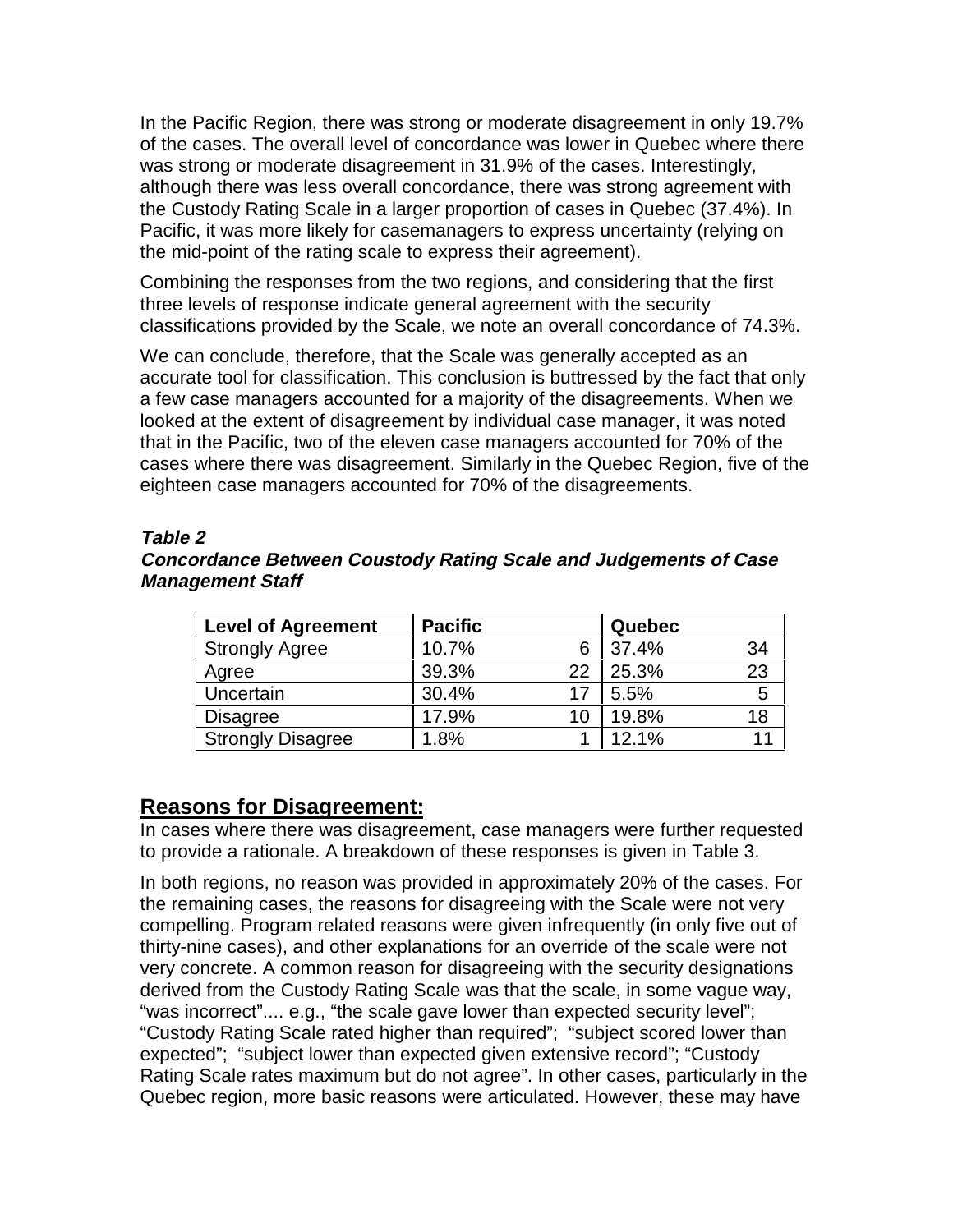In the Pacific Region, there was strong or moderate disagreement in only 19.7% of the cases. The overall level of concordance was lower in Quebec where there was strong or moderate disagreement in 31.9% of the cases. Interestingly, although there was less overall concordance, there was strong agreement with the Custody Rating Scale in a larger proportion of cases in Quebec (37.4%). In Pacific, it was more likely for casemanagers to express uncertainty (relying on the mid-point of the rating scale to express their agreement).

Combining the responses from the two regions, and considering that the first three levels of response indicate general agreement with the security classifications provided by the Scale, we note an overall concordance of 74.3%.

We can conclude, therefore, that the Scale was generally accepted as an accurate tool for classification. This conclusion is buttressed by the fact that only a few case managers accounted for a majority of the disagreements. When we looked at the extent of disagreement by individual case manager, it was noted that in the Pacific, two of the eleven case managers accounted for 70% of the cases where there was disagreement. Similarly in the Quebec Region, five of the eighteen case managers accounted for 70% of the disagreements.

***Table 2***
***Concordance Between Coustody Rating Scale and Judgements of Case Management Staff***

| Level of Agreement | Pacific | | Quebec | |
|---|---|---|---|---|
| Strongly Agree | 10.7% | 6 | 37.4% | 34 |
| Agree | 39.3% | 22 | 25.3% | 23 |
| Uncertain | 30.4% | 17 | 5.5% | 5 |
| Disagree | 17.9% | 10 | 19.8% | 18 |
| Strongly Disagree | 1.8% | 1 | 12.1% | 11 |

## Reasons for Disagreement:

In cases where there was disagreement, case managers were further requested to provide a rationale. A breakdown of these responses is given in Table 3.

In both regions, no reason was provided in approximately 20% of the cases. For the remaining cases, the reasons for disagreeing with the Scale were not very compelling. Program related reasons were given infrequently (in only five out of thirty-nine cases), and other explanations for an override of the scale were not very concrete. A common reason for disagreeing with the security designations derived from the Custody Rating Scale was that the scale, in some vague way, "was incorrect".... e.g., "the scale gave lower than expected security level"; "Custody Rating Scale rated higher than required"; "subject scored lower than expected"; "subject lower than expected given extensive record"; "Custody Rating Scale rates maximum but do not agree". In other cases, particularly in the Quebec region, more basic reasons were articulated. However, these may have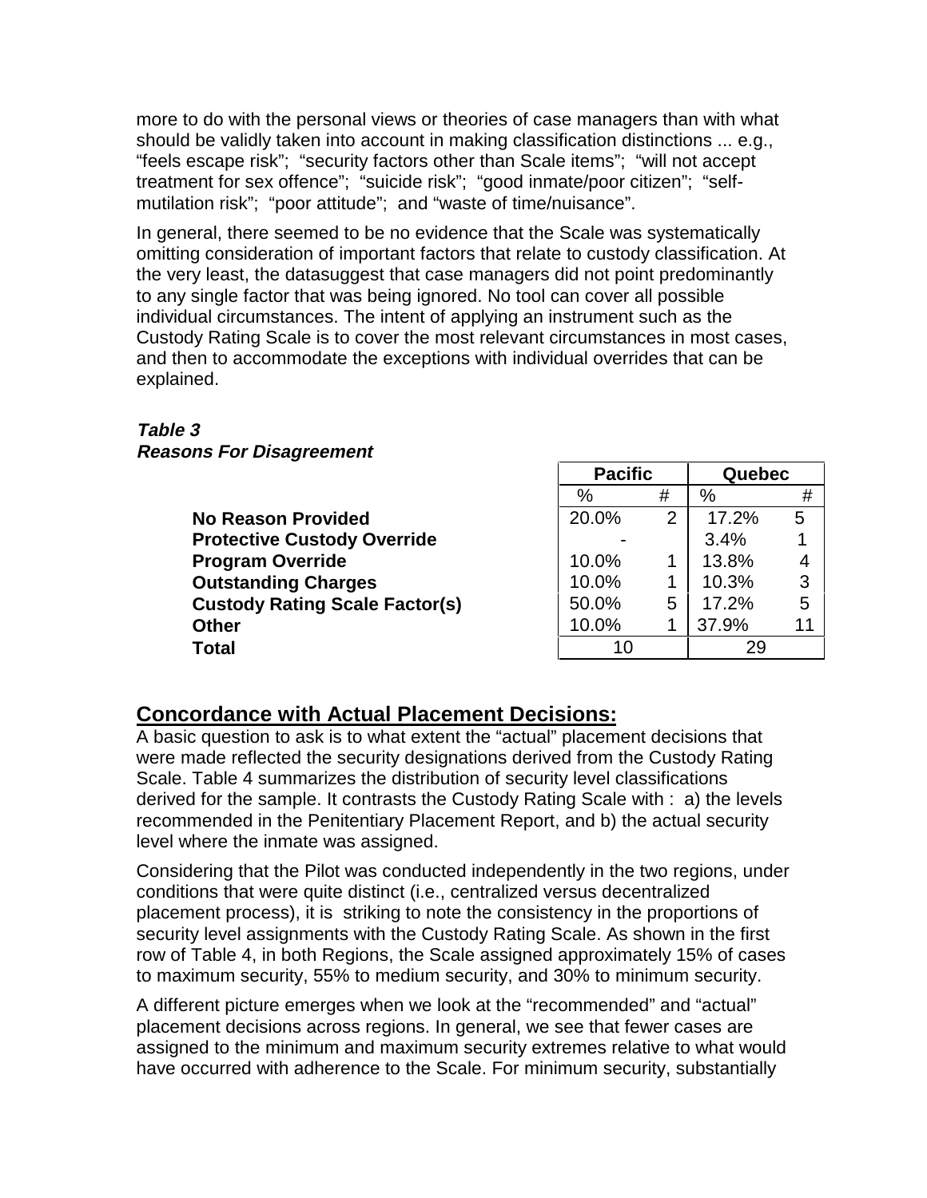more to do with the personal views or theories of case managers than with what should be validly taken into account in making classification distinctions ... e.g., “feels escape risk”; “security factors other than Scale items”; “will not accept treatment for sex offence”; “suicide risk”; “good inmate/poor citizen”; “self-mutilation risk”; “poor attitude”; and “waste of time/nuisance”.

In general, there seemed to be no evidence that the Scale was systematically omitting consideration of important factors that relate to custody classification. At the very least, the datasuggest that case managers did not point predominantly to any single factor that was being ignored. No tool can cover all possible individual circumstances. The intent of applying an instrument such as the Custody Rating Scale is to cover the most relevant circumstances in most cases, and then to accommodate the exceptions with individual overrides that can be explained.

***Table 3***
***Reasons For Disagreement***

| | Pacific | | Quebec | |
|---|---|---|---|---|
| | % | # | % | # |
| **No Reason Provided** | 20.0% | 2 | 17.2% | 5 |
| **Protective Custody Override** | - | | 3.4% | 1 |
| **Program Override** | 10.0% | 1 | 13.8% | 4 |
| **Outstanding Charges** | 10.0% | 1 | 10.3% | 3 |
| **Custody Rating Scale Factor(s)** | 50.0% | 5 | 17.2% | 5 |
| **Other** | 10.0% | 1 | 37.9% | 11 |
| **Total** | 10 | | 29 | |

## Concordance with Actual Placement Decisions:

A basic question to ask is to what extent the “actual” placement decisions that were made reflected the security designations derived from the Custody Rating Scale. Table 4 summarizes the distribution of security level classifications derived for the sample. It contrasts the Custody Rating Scale with : a) the levels recommended in the Penitentiary Placement Report, and b) the actual security level where the inmate was assigned.

Considering that the Pilot was conducted independently in the two regions, under conditions that were quite distinct (i.e., centralized versus decentralized placement process), it is striking to note the consistency in the proportions of security level assignments with the Custody Rating Scale. As shown in the first row of Table 4, in both Regions, the Scale assigned approximately 15% of cases to maximum security, 55% to medium security, and 30% to minimum security.

A different picture emerges when we look at the “recommended” and “actual” placement decisions across regions. In general, we see that fewer cases are assigned to the minimum and maximum security extremes relative to what would have occurred with adherence to the Scale. For minimum security, substantially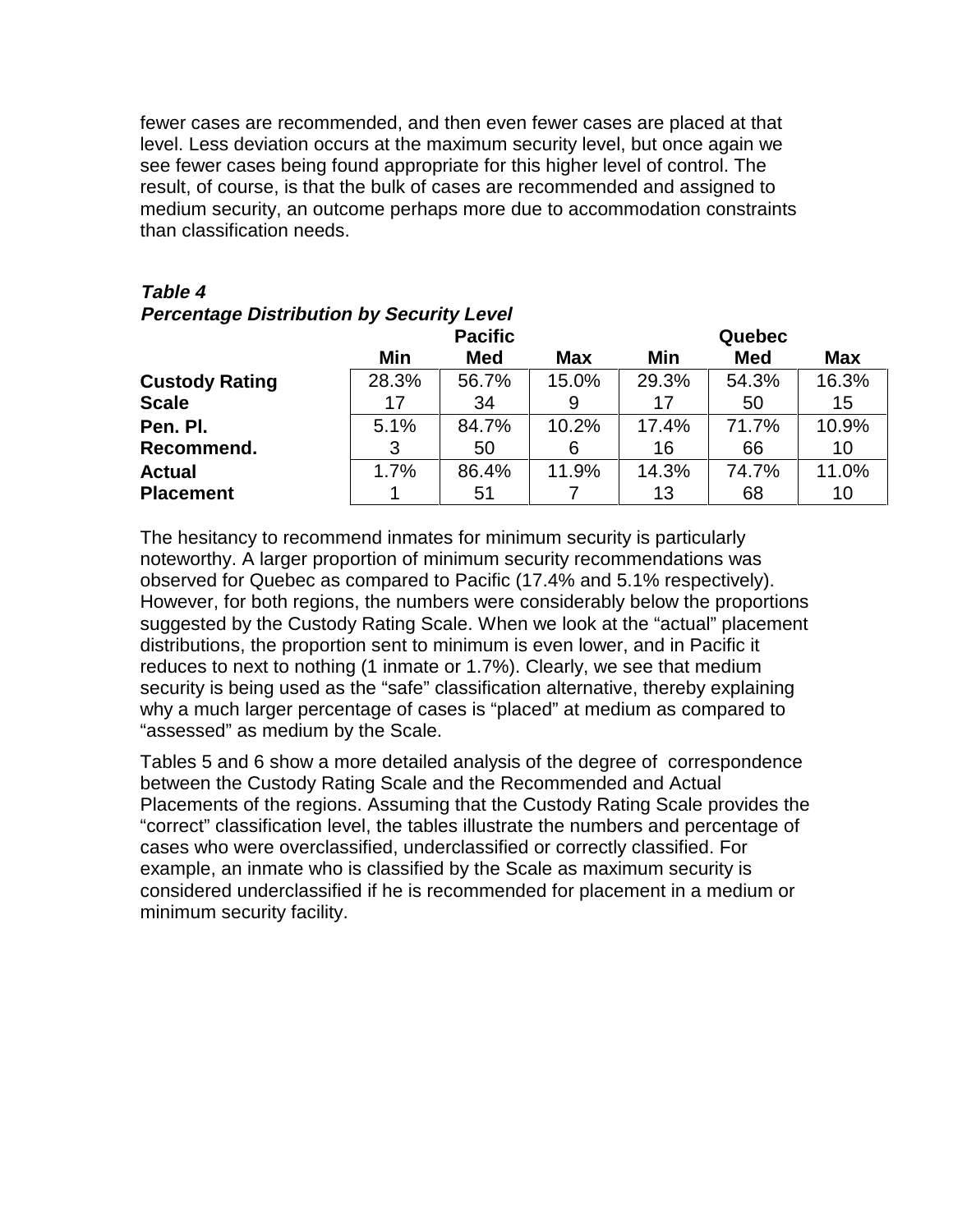fewer cases are recommended, and then even fewer cases are placed at that level. Less deviation occurs at the maximum security level, but once again we see fewer cases being found appropriate for this higher level of control. The result, of course, is that the bulk of cases are recommended and assigned to medium security, an outcome perhaps more due to accommodation constraints than classification needs.

***Table 4***
***Percentage Distribution by Security Level***

| | Pacific | | | Quebec | | |
|---|---|---|---|---|---|---|
| | **Min** | **Med** | **Max** | **Min** | **Med** | **Max** |
| **Custody Rating Scale** | 28.3% 17 | 56.7% 34 | 15.0% 9 | 29.3% 17 | 54.3% 50 | 16.3% 15 |
| **Pen. Pl. Recommend.** | 5.1% 3 | 84.7% 50 | 10.2% 6 | 17.4% 16 | 71.7% 66 | 10.9% 10 |
| **Actual Placement** | 1.7% 1 | 86.4% 51 | 11.9% 7 | 14.3% 13 | 74.7% 68 | 11.0% 10 |

The hesitancy to recommend inmates for minimum security is particularly noteworthy. A larger proportion of minimum security recommendations was observed for Quebec as compared to Pacific (17.4% and 5.1% respectively). However, for both regions, the numbers were considerably below the proportions suggested by the Custody Rating Scale. When we look at the "actual" placement distributions, the proportion sent to minimum is even lower, and in Pacific it reduces to next to nothing (1 inmate or 1.7%). Clearly, we see that medium security is being used as the "safe" classification alternative, thereby explaining why a much larger percentage of cases is "placed" at medium as compared to "assessed" as medium by the Scale.

Tables 5 and 6 show a more detailed analysis of the degree of correspondence between the Custody Rating Scale and the Recommended and Actual Placements of the regions. Assuming that the Custody Rating Scale provides the "correct" classification level, the tables illustrate the numbers and percentage of cases who were overclassified, underclassified or correctly classified. For example, an inmate who is classified by the Scale as maximum security is considered underclassified if he is recommended for placement in a medium or minimum security facility.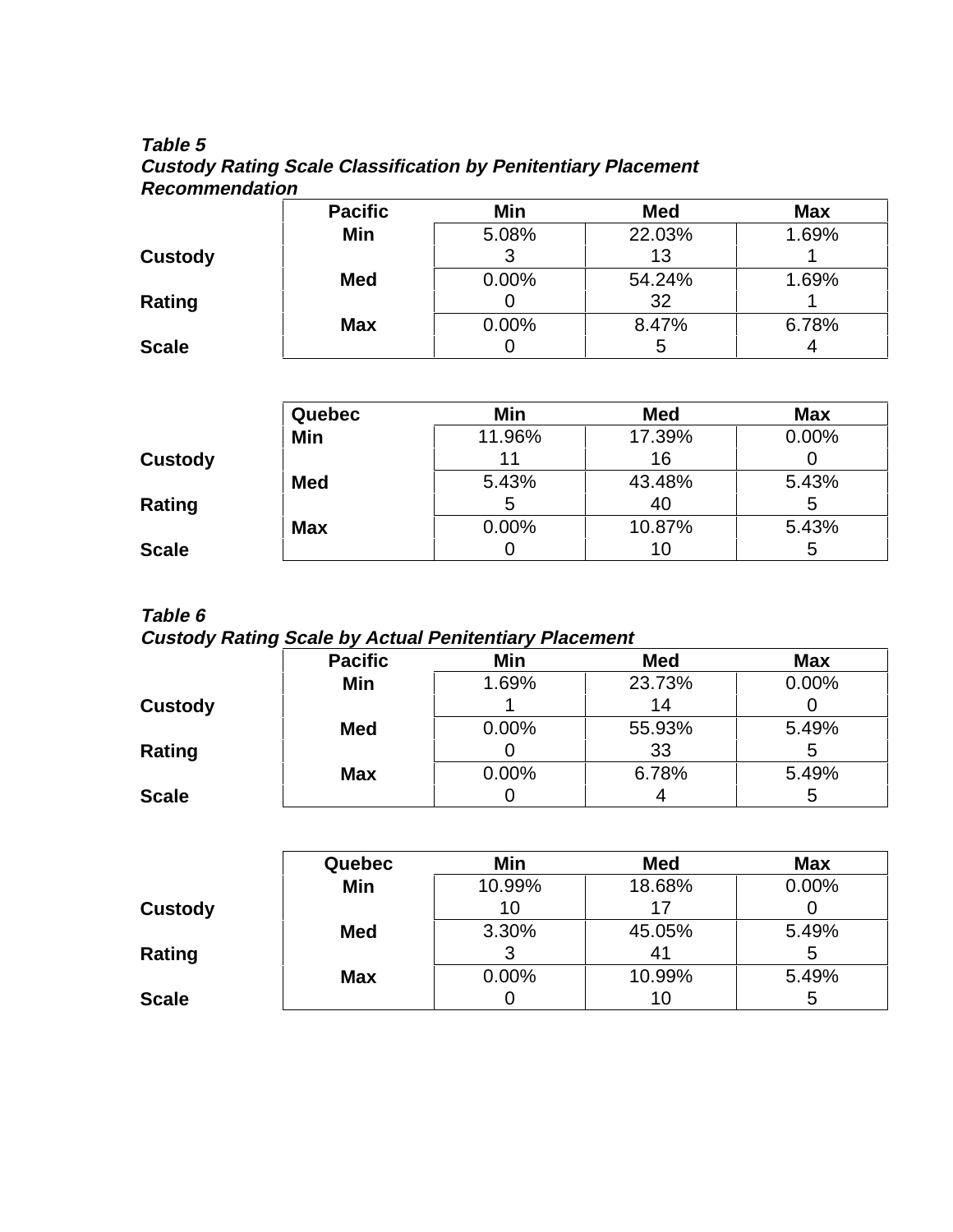***Table 5***
***Custody Rating Scale Classification by Penitentiary Placement Recommendation***

| | Pacific | Min | Med | Max |
|---|---|---|---|---|
| Custody Rating Scale | Min | 5.08% | 22.03% | 1.69% |
| | | 3 | 13 | 1 |
| | Med | 0.00% | 54.24% | 1.69% |
| | | 0 | 32 | 1 |
| | Max | 0.00% | 8.47% | 6.78% |
| | | 0 | 5 | 4 |

| | Quebec | Min | Med | Max |
|---|---|---|---|---|
| Custody Rating Scale | Min | 11.96% | 17.39% | 0.00% |
| | | 11 | 16 | 0 |
| | Med | 5.43% | 43.48% | 5.43% |
| | | 5 | 40 | 5 |
| | Max | 0.00% | 10.87% | 5.43% |
| | | 0 | 10 | 5 |

***Table 6***
***Custody Rating Scale by Actual Penitentiary Placement***

| | Pacific | Min | Med | Max |
|---|---|---|---|---|
| Custody Rating Scale | Min | 1.69% | 23.73% | 0.00% |
| | | 1 | 14 | 0 |
| | Med | 0.00% | 55.93% | 5.49% |
| | | 0 | 33 | 5 |
| | Max | 0.00% | 6.78% | 5.49% |
| | | 0 | 4 | 5 |

| | Quebec | Min | Med | Max |
|---|---|---|---|---|
| Custody Rating Scale | Min | 10.99% | 18.68% | 0.00% |
| | | 10 | 17 | 0 |
| | Med | 3.30% | 45.05% | 5.49% |
| | | 3 | 41 | 5 |
| | Max | 0.00% | 10.99% | 5.49% |
| | | 0 | 10 | 5 |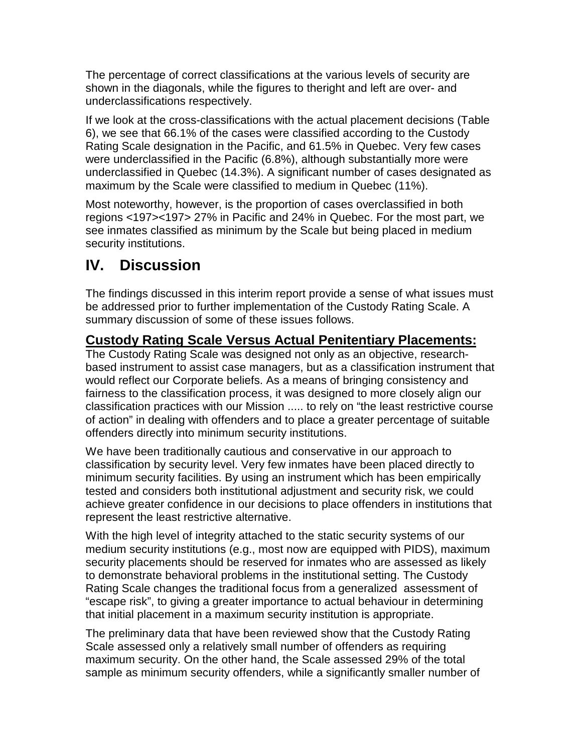The percentage of correct classifications at the various levels of security are shown in the diagonals, while the figures to theright and left are over- and underclassifications respectively.

If we look at the cross-classifications with the actual placement decisions (Table 6), we see that 66.1% of the cases were classified according to the Custody Rating Scale designation in the Pacific, and 61.5% in Quebec. Very few cases were underclassified in the Pacific (6.8%), although substantially more were underclassified in Quebec (14.3%). A significant number of cases designated as maximum by the Scale were classified to medium in Quebec (11%).

Most noteworthy, however, is the proportion of cases overclassified in both regions <197><197> 27% in Pacific and 24% in Quebec. For the most part, we see inmates classified as minimum by the Scale but being placed in medium security institutions.

# IV. Discussion

The findings discussed in this interim report provide a sense of what issues must be addressed prior to further implementation of the Custody Rating Scale. A summary discussion of some of these issues follows.

## Custody Rating Scale Versus Actual Penitentiary Placements:

The Custody Rating Scale was designed not only as an objective, research-based instrument to assist case managers, but as a classification instrument that would reflect our Corporate beliefs. As a means of bringing consistency and fairness to the classification process, it was designed to more closely align our classification practices with our Mission ..... to rely on "the least restrictive course of action" in dealing with offenders and to place a greater percentage of suitable offenders directly into minimum security institutions.

We have been traditionally cautious and conservative in our approach to classification by security level. Very few inmates have been placed directly to minimum security facilities. By using an instrument which has been empirically tested and considers both institutional adjustment and security risk, we could achieve greater confidence in our decisions to place offenders in institutions that represent the least restrictive alternative.

With the high level of integrity attached to the static security systems of our medium security institutions (e.g., most now are equipped with PIDS), maximum security placements should be reserved for inmates who are assessed as likely to demonstrate behavioral problems in the institutional setting. The Custody Rating Scale changes the traditional focus from a generalized assessment of "escape risk", to giving a greater importance to actual behaviour in determining that initial placement in a maximum security institution is appropriate.

The preliminary data that have been reviewed show that the Custody Rating Scale assessed only a relatively small number of offenders as requiring maximum security. On the other hand, the Scale assessed 29% of the total sample as minimum security offenders, while a significantly smaller number of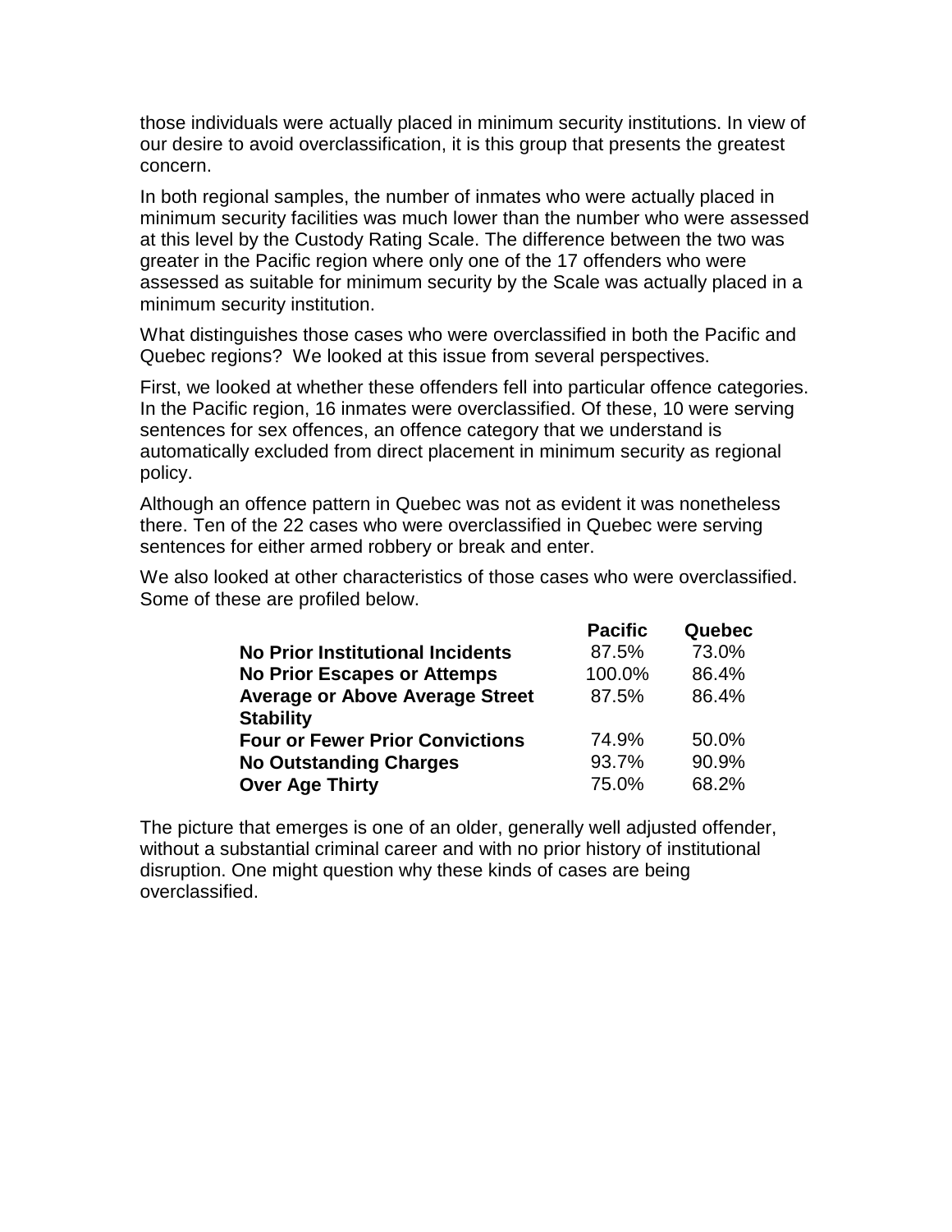those individuals were actually placed in minimum security institutions. In view of our desire to avoid overclassification, it is this group that presents the greatest concern.

In both regional samples, the number of inmates who were actually placed in minimum security facilities was much lower than the number who were assessed at this level by the Custody Rating Scale. The difference between the two was greater in the Pacific region where only one of the 17 offenders who were assessed as suitable for minimum security by the Scale was actually placed in a minimum security institution.

What distinguishes those cases who were overclassified in both the Pacific and Quebec regions? We looked at this issue from several perspectives.

First, we looked at whether these offenders fell into particular offence categories. In the Pacific region, 16 inmates were overclassified. Of these, 10 were serving sentences for sex offences, an offence category that we understand is automatically excluded from direct placement in minimum security as regional policy.

Although an offence pattern in Quebec was not as evident it was nonetheless there. Ten of the 22 cases who were overclassified in Quebec were serving sentences for either armed robbery or break and enter.

We also looked at other characteristics of those cases who were overclassified. Some of these are profiled below.

| | **Pacific** | **Quebec** |
|---|---|---|
| **No Prior Institutional Incidents** | 87.5% | 73.0% |
| **No Prior Escapes or Attemps** | 100.0% | 86.4% |
| **Average or Above Average Street Stability** | 87.5% | 86.4% |
| **Four or Fewer Prior Convictions** | 74.9% | 50.0% |
| **No Outstanding Charges** | 93.7% | 90.9% |
| **Over Age Thirty** | 75.0% | 68.2% |

The picture that emerges is one of an older, generally well adjusted offender, without a substantial criminal career and with no prior history of institutional disruption. One might question why these kinds of cases are being overclassified.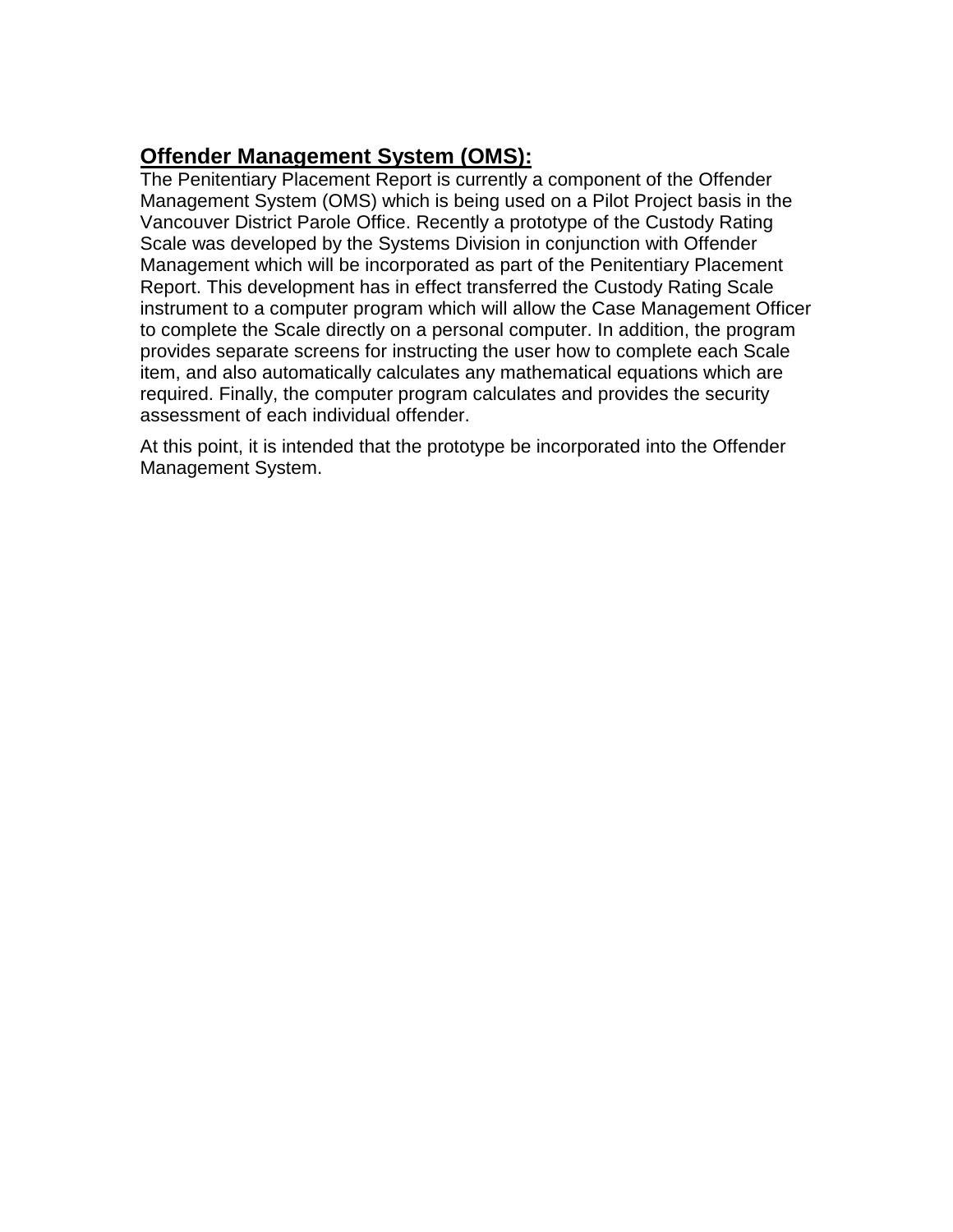## Offender Management System (OMS):

The Penitentiary Placement Report is currently a component of the Offender Management System (OMS) which is being used on a Pilot Project basis in the Vancouver District Parole Office. Recently a prototype of the Custody Rating Scale was developed by the Systems Division in conjunction with Offender Management which will be incorporated as part of the Penitentiary Placement Report. This development has in effect transferred the Custody Rating Scale instrument to a computer program which will allow the Case Management Officer to complete the Scale directly on a personal computer. In addition, the program provides separate screens for instructing the user how to complete each Scale item, and also automatically calculates any mathematical equations which are required. Finally, the computer program calculates and provides the security assessment of each individual offender.

At this point, it is intended that the prototype be incorporated into the Offender Management System.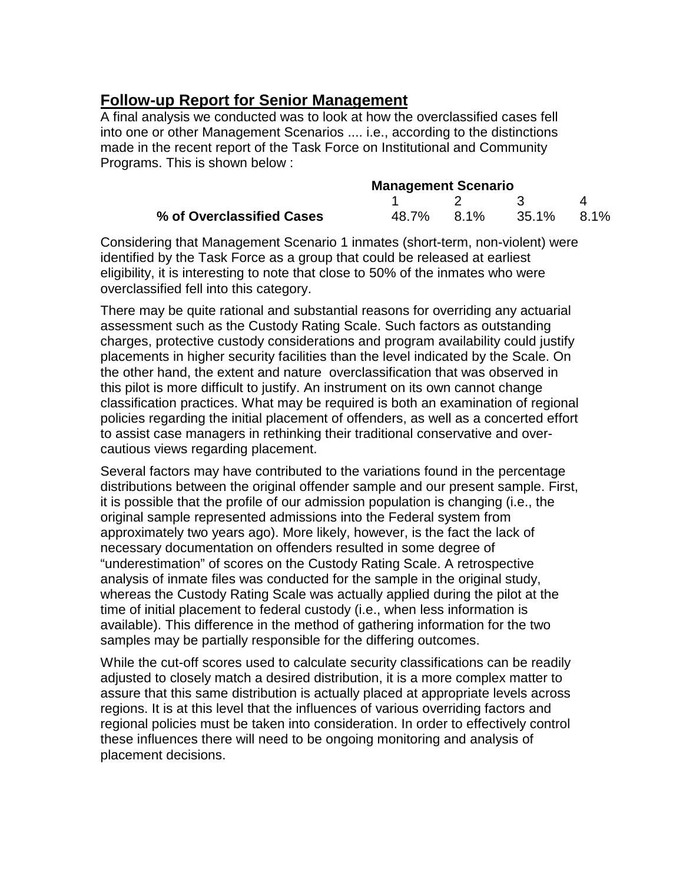## Follow-up Report for Senior Management

A final analysis we conducted was to look at how the overclassified cases fell into one or other Management Scenarios .... i.e., according to the distinctions made in the recent report of the Task Force on Institutional and Community Programs. This is shown below :

| | Management Scenario | | | |
|---|---|---|---|---|
| | 1 | 2 | 3 | 4 |
| **% of Overclassified Cases** | 48.7% | 8.1% | 35.1% | 8.1% |

Considering that Management Scenario 1 inmates (short-term, non-violent) were identified by the Task Force as a group that could be released at earliest eligibility, it is interesting to note that close to 50% of the inmates who were overclassified fell into this category.

There may be quite rational and substantial reasons for overriding any actuarial assessment such as the Custody Rating Scale. Such factors as outstanding charges, protective custody considerations and program availability could justify placements in higher security facilities than the level indicated by the Scale. On the other hand, the extent and nature overclassification that was observed in this pilot is more difficult to justify. An instrument on its own cannot change classification practices. What may be required is both an examination of regional policies regarding the initial placement of offenders, as well as a concerted effort to assist case managers in rethinking their traditional conservative and over-cautious views regarding placement.

Several factors may have contributed to the variations found in the percentage distributions between the original offender sample and our present sample. First, it is possible that the profile of our admission population is changing (i.e., the original sample represented admissions into the Federal system from approximately two years ago). More likely, however, is the fact the lack of necessary documentation on offenders resulted in some degree of "underestimation" of scores on the Custody Rating Scale. A retrospective analysis of inmate files was conducted for the sample in the original study, whereas the Custody Rating Scale was actually applied during the pilot at the time of initial placement to federal custody (i.e., when less information is available). This difference in the method of gathering information for the two samples may be partially responsible for the differing outcomes.

While the cut-off scores used to calculate security classifications can be readily adjusted to closely match a desired distribution, it is a more complex matter to assure that this same distribution is actually placed at appropriate levels across regions. It is at this level that the influences of various overriding factors and regional policies must be taken into consideration. In order to effectively control these influences there will need to be ongoing monitoring and analysis of placement decisions.